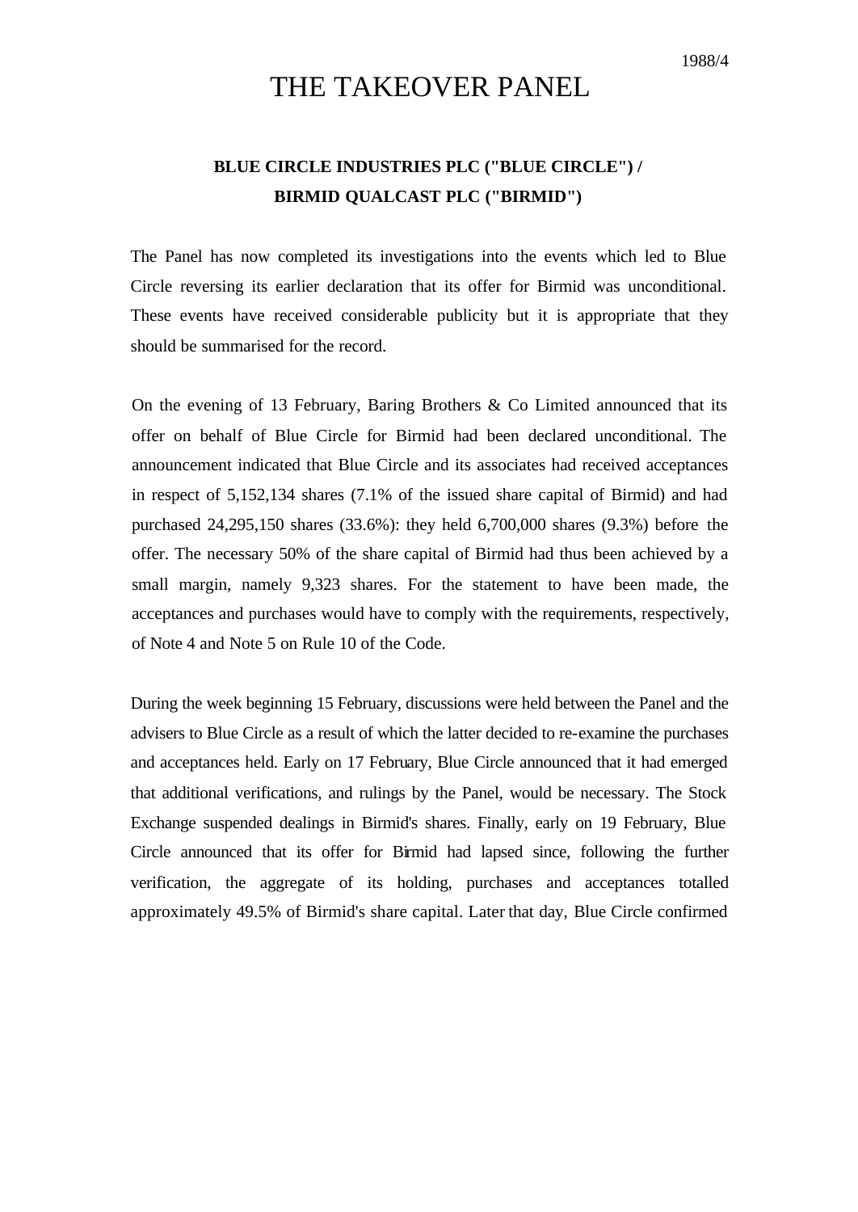1988/4

# THE TAKEOVER PANEL

## BLUE CIRCLE INDUSTRIES PLC ("BLUE CIRCLE") / BIRMID QUALCAST PLC ("BIRMID")

The Panel has now completed its investigations into the events which led to Blue Circle reversing its earlier declaration that its offer for Birmid was unconditional. These events have received considerable publicity but it is appropriate that they should be summarised for the record.

On the evening of 13 February, Baring Brothers & Co Limited announced that its offer on behalf of Blue Circle for Birmid had been declared unconditional. The announcement indicated that Blue Circle and its associates had received acceptances in respect of 5,152,134 shares (7.1% of the issued share capital of Birmid) and had purchased 24,295,150 shares (33.6%): they held 6,700,000 shares (9.3%) before the offer. The necessary 50% of the share capital of Birmid had thus been achieved by a small margin, namely 9,323 shares. For the statement to have been made, the acceptances and purchases would have to comply with the requirements, respectively, of Note 4 and Note 5 on Rule 10 of the Code.

During the week beginning 15 February, discussions were held between the Panel and the advisers to Blue Circle as a result of which the latter decided to re-examine the purchases and acceptances held. Early on 17 February, Blue Circle announced that it had emerged that additional verifications, and rulings by the Panel, would be necessary. The Stock Exchange suspended dealings in Birmid's shares. Finally, early on 19 February, Blue Circle announced that its offer for Birmid had lapsed since, following the further verification, the aggregate of its holding, purchases and acceptances totalled approximately 49.5% of Birmid's share capital. Later that day, Blue Circle confirmed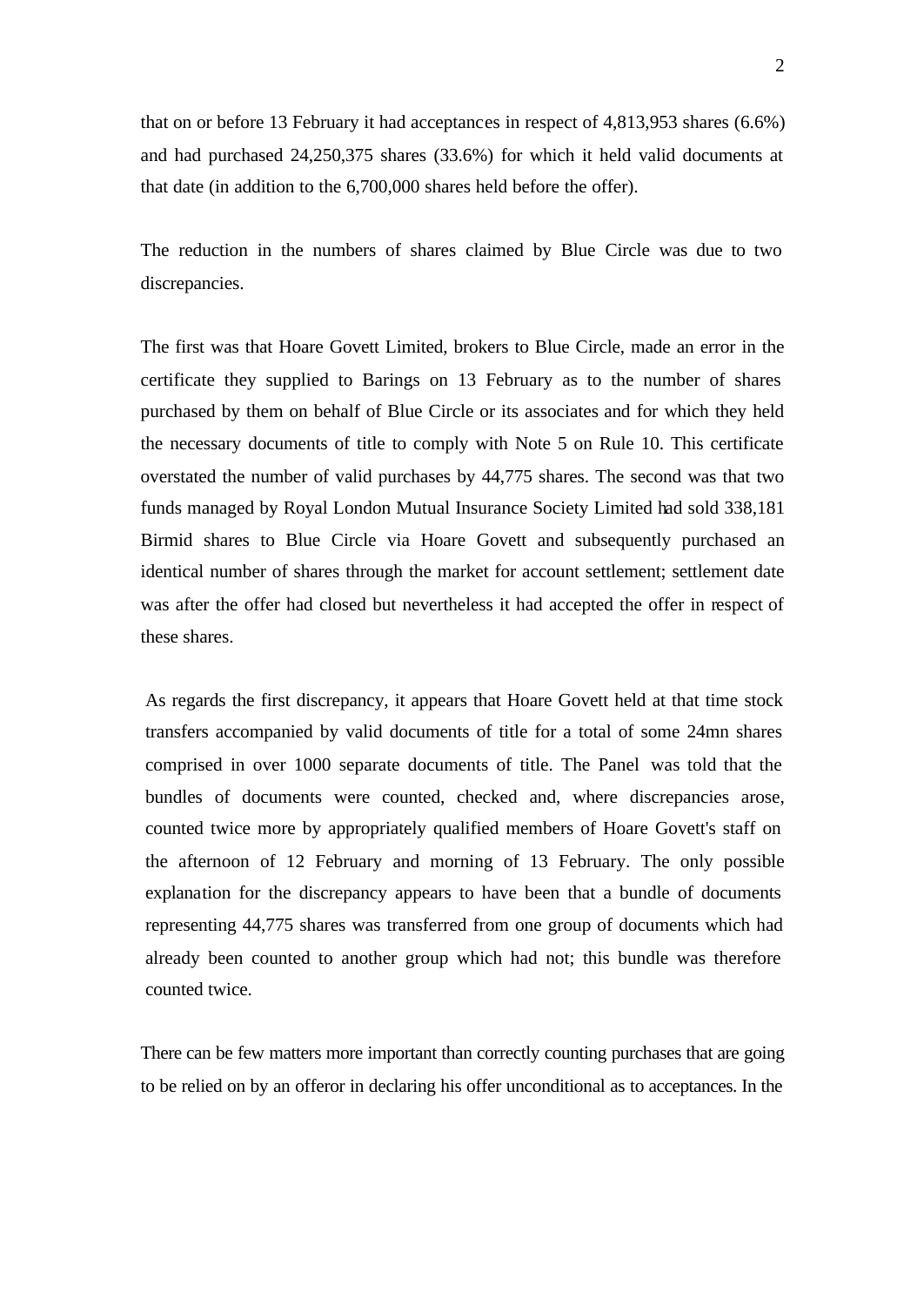that on or before 13 February it had acceptances in respect of 4,813,953 shares (6.6%) and had purchased 24,250,375 shares (33.6%) for which it held valid documents at that date (in addition to the 6,700,000 shares held before the offer).

The reduction in the numbers of shares claimed by Blue Circle was due to two discrepancies.

The first was that Hoare Govett Limited, brokers to Blue Circle, made an error in the certificate they supplied to Barings on 13 February as to the number of shares purchased by them on behalf of Blue Circle or its associates and for which they held the necessary documents of title to comply with Note 5 on Rule 10. This certificate overstated the number of valid purchases by 44,775 shares. The second was that two funds managed by Royal London Mutual Insurance Society Limited had sold 338,181 Birmid shares to Blue Circle via Hoare Govett and subsequently purchased an identical number of shares through the market for account settlement; settlement date was after the offer had closed but nevertheless it had accepted the offer in respect of these shares.

As regards the first discrepancy, it appears that Hoare Govett held at that time stock transfers accompanied by valid documents of title for a total of some 24mn shares comprised in over 1000 separate documents of title. The Panel was told that the bundles of documents were counted, checked and, where discrepancies arose, counted twice more by appropriately qualified members of Hoare Govett's staff on the afternoon of 12 February and morning of 13 February. The only possible explanation for the discrepancy appears to have been that a bundle of documents representing 44,775 shares was transferred from one group of documents which had already been counted to another group which had not; this bundle was therefore counted twice.

There can be few matters more important than correctly counting purchases that are going to be relied on by an offeror in declaring his offer unconditional as to acceptances. In the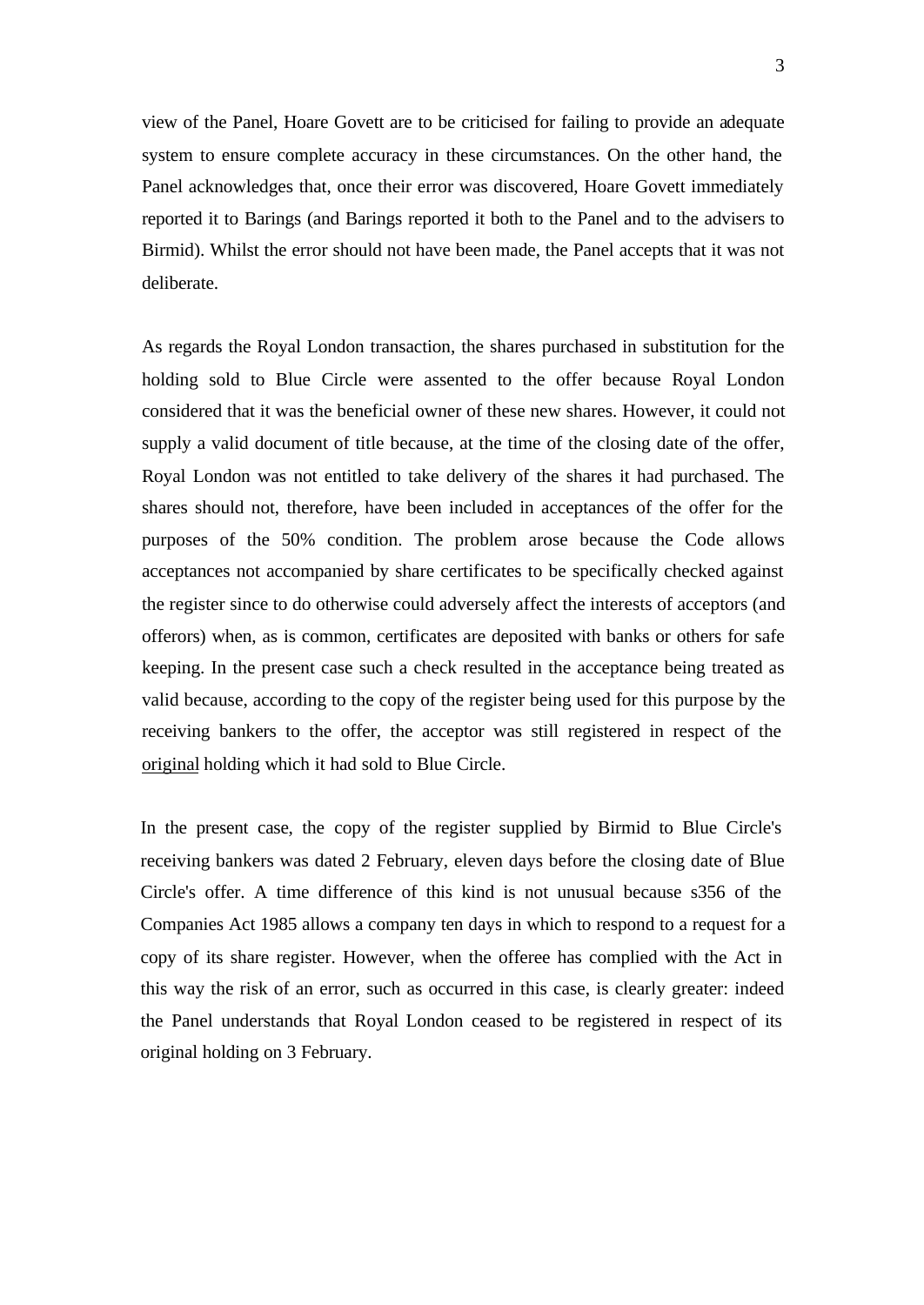view of the Panel, Hoare Govett are to be criticised for failing to provide an adequate system to ensure complete accuracy in these circumstances. On the other hand, the Panel acknowledges that, once their error was discovered, Hoare Govett immediately reported it to Barings (and Barings reported it both to the Panel and to the advisers to Birmid). Whilst the error should not have been made, the Panel accepts that it was not deliberate.

As regards the Royal London transaction, the shares purchased in substitution for the holding sold to Blue Circle were assented to the offer because Royal London considered that it was the beneficial owner of these new shares. However, it could not supply a valid document of title because, at the time of the closing date of the offer, Royal London was not entitled to take delivery of the shares it had purchased. The shares should not, therefore, have been included in acceptances of the offer for the purposes of the 50% condition. The problem arose because the Code allows acceptances not accompanied by share certificates to be specifically checked against the register since to do otherwise could adversely affect the interests of acceptors (and offerors) when, as is common, certificates are deposited with banks or others for safe keeping. In the present case such a check resulted in the acceptance being treated as valid because, according to the copy of the register being used for this purpose by the receiving bankers to the offer, the acceptor was still registered in respect of the original holding which it had sold to Blue Circle.

In the present case, the copy of the register supplied by Birmid to Blue Circle's receiving bankers was dated 2 February, eleven days before the closing date of Blue Circle's offer. A time difference of this kind is not unusual because s356 of the Companies Act 1985 allows a company ten days in which to respond to a request for a copy of its share register. However, when the offeree has complied with the Act in this way the risk of an error, such as occurred in this case, is clearly greater: indeed the Panel understands that Royal London ceased to be registered in respect of its original holding on 3 February.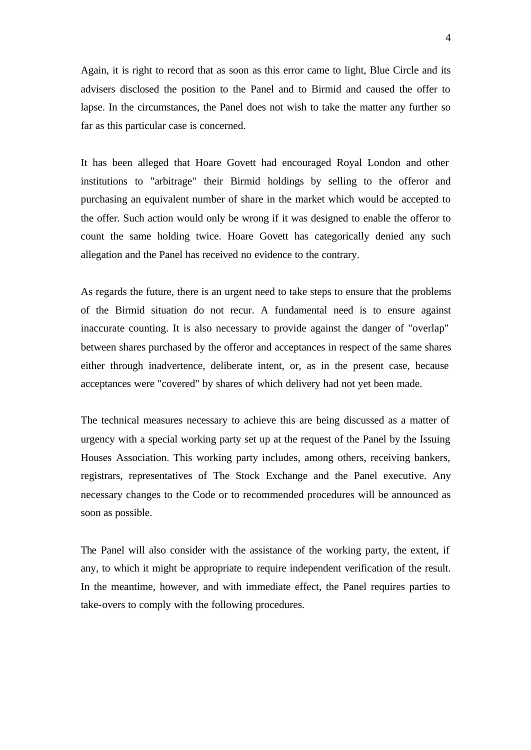Again, it is right to record that as soon as this error came to light, Blue Circle and its advisers disclosed the position to the Panel and to Birmid and caused the offer to lapse. In the circumstances, the Panel does not wish to take the matter any further so far as this particular case is concerned.

It has been alleged that Hoare Govett had encouraged Royal London and other institutions to "arbitrage" their Birmid holdings by selling to the offeror and purchasing an equivalent number of share in the market which would be accepted to the offer. Such action would only be wrong if it was designed to enable the offeror to count the same holding twice. Hoare Govett has categorically denied any such allegation and the Panel has received no evidence to the contrary.

As regards the future, there is an urgent need to take steps to ensure that the problems of the Birmid situation do not recur. A fundamental need is to ensure against inaccurate counting. It is also necessary to provide against the danger of "overlap" between shares purchased by the offeror and acceptances in respect of the same shares either through inadvertence, deliberate intent, or, as in the present case, because acceptances were "covered" by shares of which delivery had not yet been made.

The technical measures necessary to achieve this are being discussed as a matter of urgency with a special working party set up at the request of the Panel by the Issuing Houses Association. This working party includes, among others, receiving bankers, registrars, representatives of The Stock Exchange and the Panel executive. Any necessary changes to the Code or to recommended procedures will be announced as soon as possible.

The Panel will also consider with the assistance of the working party, the extent, if any, to which it might be appropriate to require independent verification of the result. In the meantime, however, and with immediate effect, the Panel requires parties to take-overs to comply with the following procedures.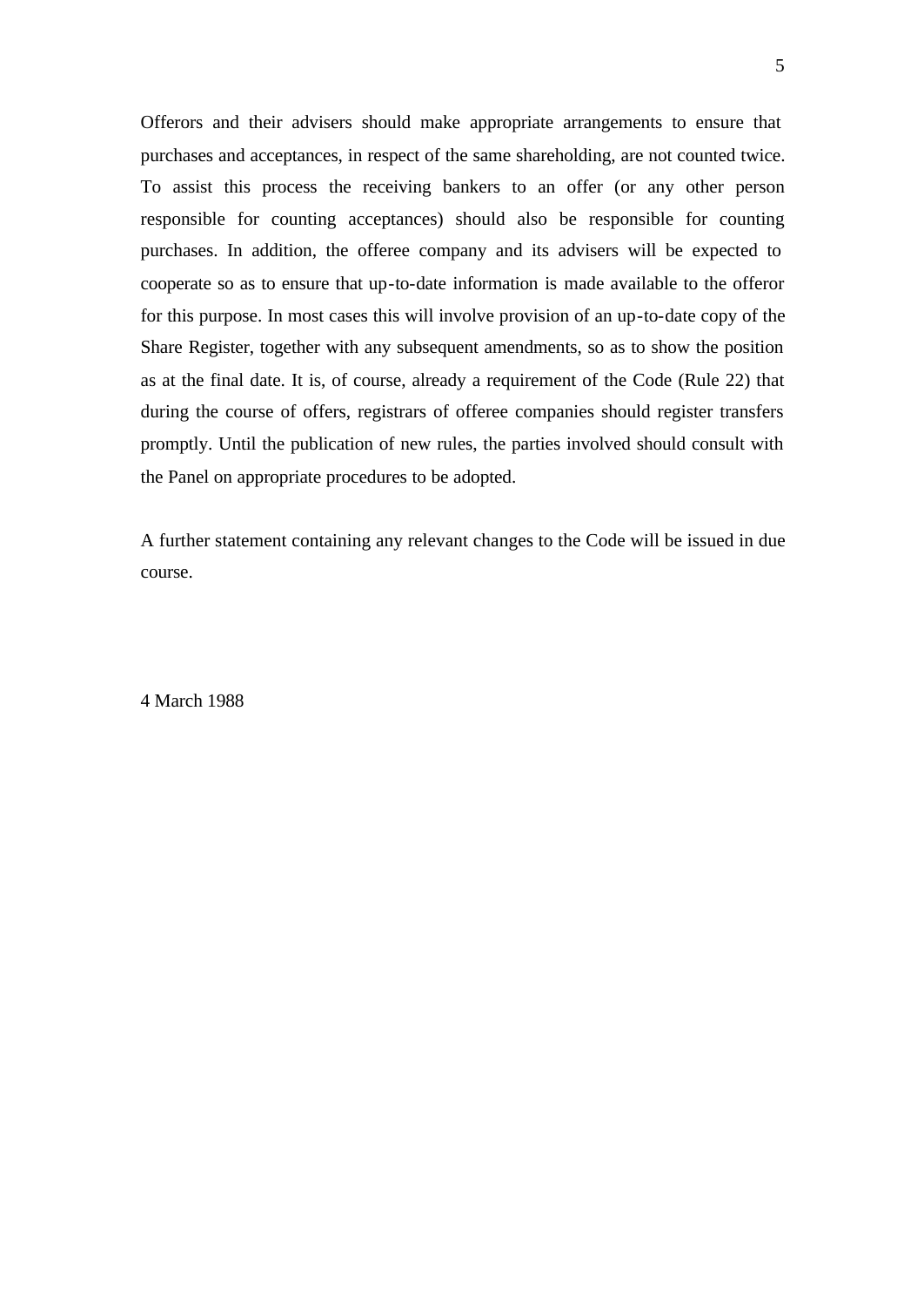Offerors and their advisers should make appropriate arrangements to ensure that purchases and acceptances, in respect of the same shareholding, are not counted twice. To assist this process the receiving bankers to an offer (or any other person responsible for counting acceptances) should also be responsible for counting purchases. In addition, the offeree company and its advisers will be expected to cooperate so as to ensure that up-to-date information is made available to the offeror for this purpose. In most cases this will involve provision of an up-to-date copy of the Share Register, together with any subsequent amendments, so as to show the position as at the final date. It is, of course, already a requirement of the Code (Rule 22) that during the course of offers, registrars of offeree companies should register transfers promptly. Until the publication of new rules, the parties involved should consult with the Panel on appropriate procedures to be adopted.

A further statement containing any relevant changes to the Code will be issued in due course.

4 March 1988